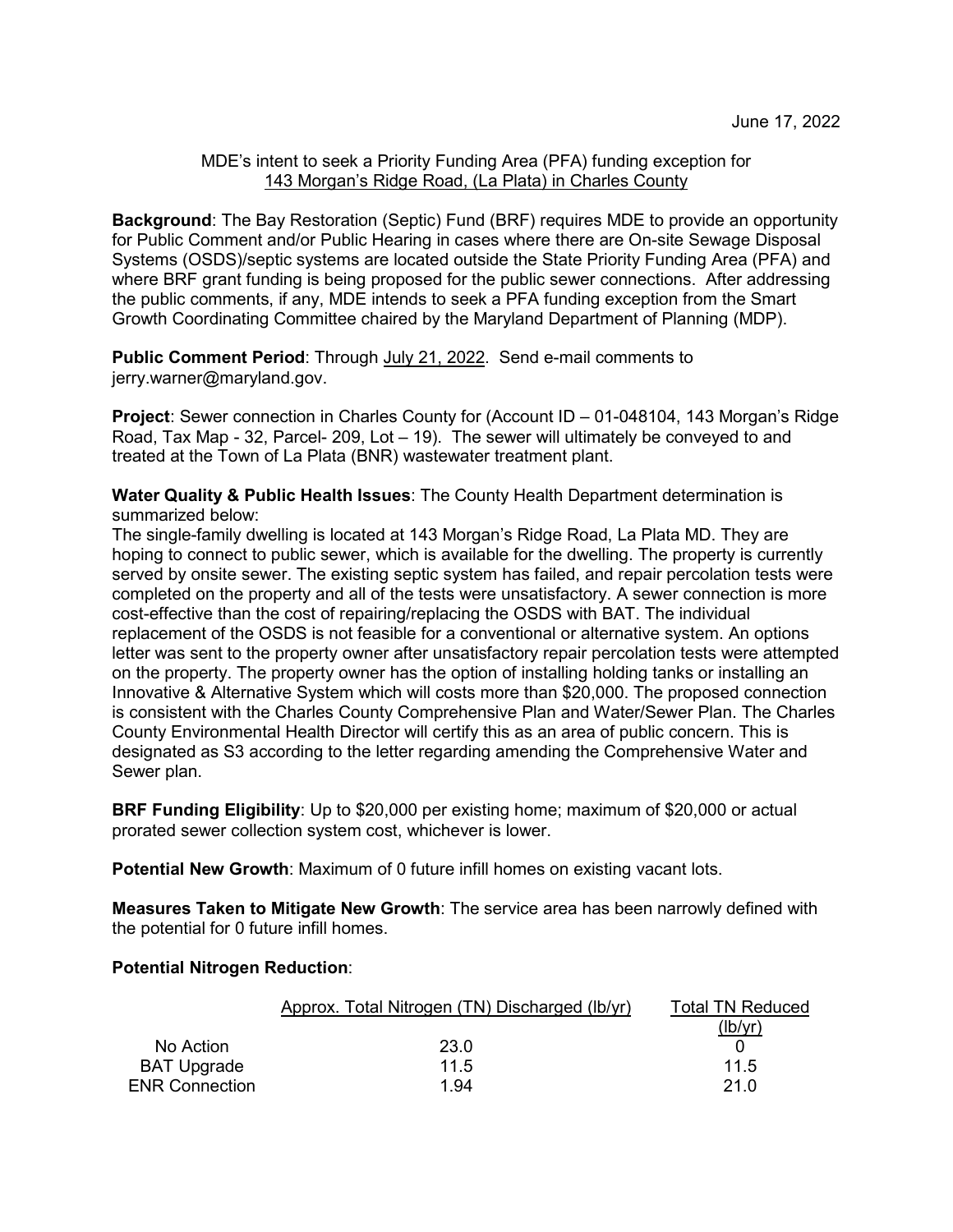June 17, 2022

MDE's intent to seek a Priority Funding Area (PFA) funding exception for
143 Morgan's Ridge Road, (La Plata) in Charles County

**Background**: The Bay Restoration (Septic) Fund (BRF) requires MDE to provide an opportunity for Public Comment and/or Public Hearing in cases where there are On-site Sewage Disposal Systems (OSDS)/septic systems are located outside the State Priority Funding Area (PFA) and where BRF grant funding is being proposed for the public sewer connections. After addressing the public comments, if any, MDE intends to seek a PFA funding exception from the Smart Growth Coordinating Committee chaired by the Maryland Department of Planning (MDP).

**Public Comment Period**: Through July 21, 2022. Send e-mail comments to jerry.warner@maryland.gov.

**Project**: Sewer connection in Charles County for (Account ID – 01-048104, 143 Morgan's Ridge Road, Tax Map - 32, Parcel- 209, Lot – 19). The sewer will ultimately be conveyed to and treated at the Town of La Plata (BNR) wastewater treatment plant.

**Water Quality & Public Health Issues**: The County Health Department determination is summarized below:
The single-family dwelling is located at 143 Morgan's Ridge Road, La Plata MD. They are hoping to connect to public sewer, which is available for the dwelling. The property is currently served by onsite sewer. The existing septic system has failed, and repair percolation tests were completed on the property and all of the tests were unsatisfactory. A sewer connection is more cost-effective than the cost of repairing/replacing the OSDS with BAT. The individual replacement of the OSDS is not feasible for a conventional or alternative system. An options letter was sent to the property owner after unsatisfactory repair percolation tests were attempted on the property. The property owner has the option of installing holding tanks or installing an Innovative & Alternative System which will costs more than $20,000. The proposed connection is consistent with the Charles County Comprehensive Plan and Water/Sewer Plan. The Charles County Environmental Health Director will certify this as an area of public concern. This is designated as S3 according to the letter regarding amending the Comprehensive Water and Sewer plan.

**BRF Funding Eligibility**: Up to $20,000 per existing home; maximum of $20,000 or actual prorated sewer collection system cost, whichever is lower.

**Potential New Growth**: Maximum of 0 future infill homes on existing vacant lots.

**Measures Taken to Mitigate New Growth**: The service area has been narrowly defined with the potential for 0 future infill homes.

**Potential Nitrogen Reduction**:

| | Approx. Total Nitrogen (TN) Discharged (lb/yr) | Total TN Reduced (lb/yr) |
|---|---|---|
| No Action | 23.0 | 0 |
| BAT Upgrade | 11.5 | 11.5 |
| ENR Connection | 1.94 | 21.0 |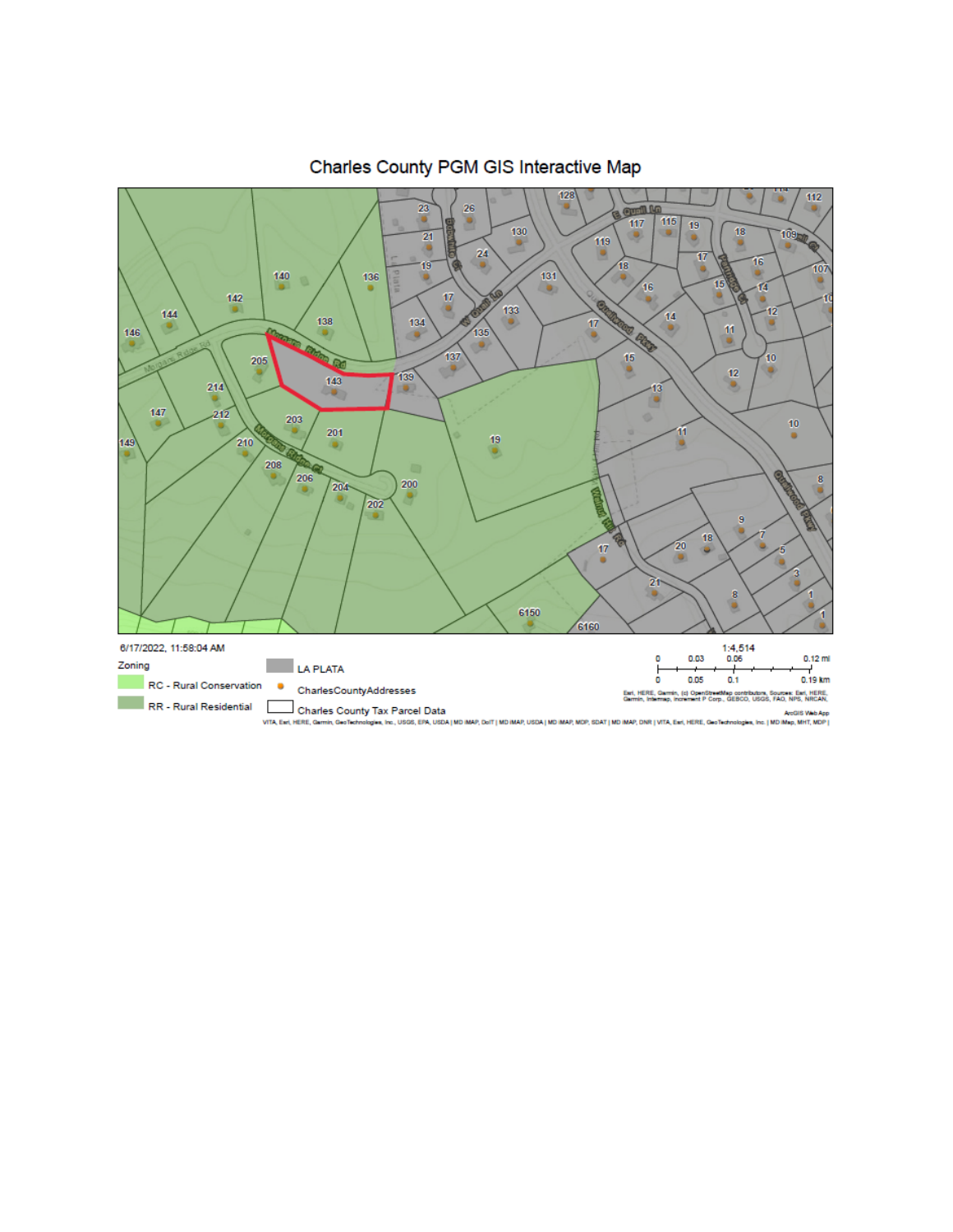# Charles County PGM GIS Interactive Map

6/17/2022, 11:58:04 AM

Zoning

RC - Rural Conservation

RR - Rural Residential

LA PLATA

CharlesCountyAddresses

Charles County Tax Parcel Data

1:4,514

0 0.03 0.06 0.12 mi

0 0.05 0.1 0.19 km

Esri, HERE, Garmin, (c) OpenStreetMap contributors, Sources: Esri, HERE, Garmin, Intermap, increment P Corp., GEBCO, USGS, FAO, NPS, NRCAN,

ArcGIS Web App

VITA, Esri, HERE, Garmin, GeoTechnologies, Inc., USGS, EPA, USDA | MD iMAP, DoIT | MD iMAP, USDA | MD iMAP, MDP, SDAT | MD iMAP, DNR | VITA, Esri, HERE, GeoTechnologies, Inc. | MD iMap, MHT, MDP |